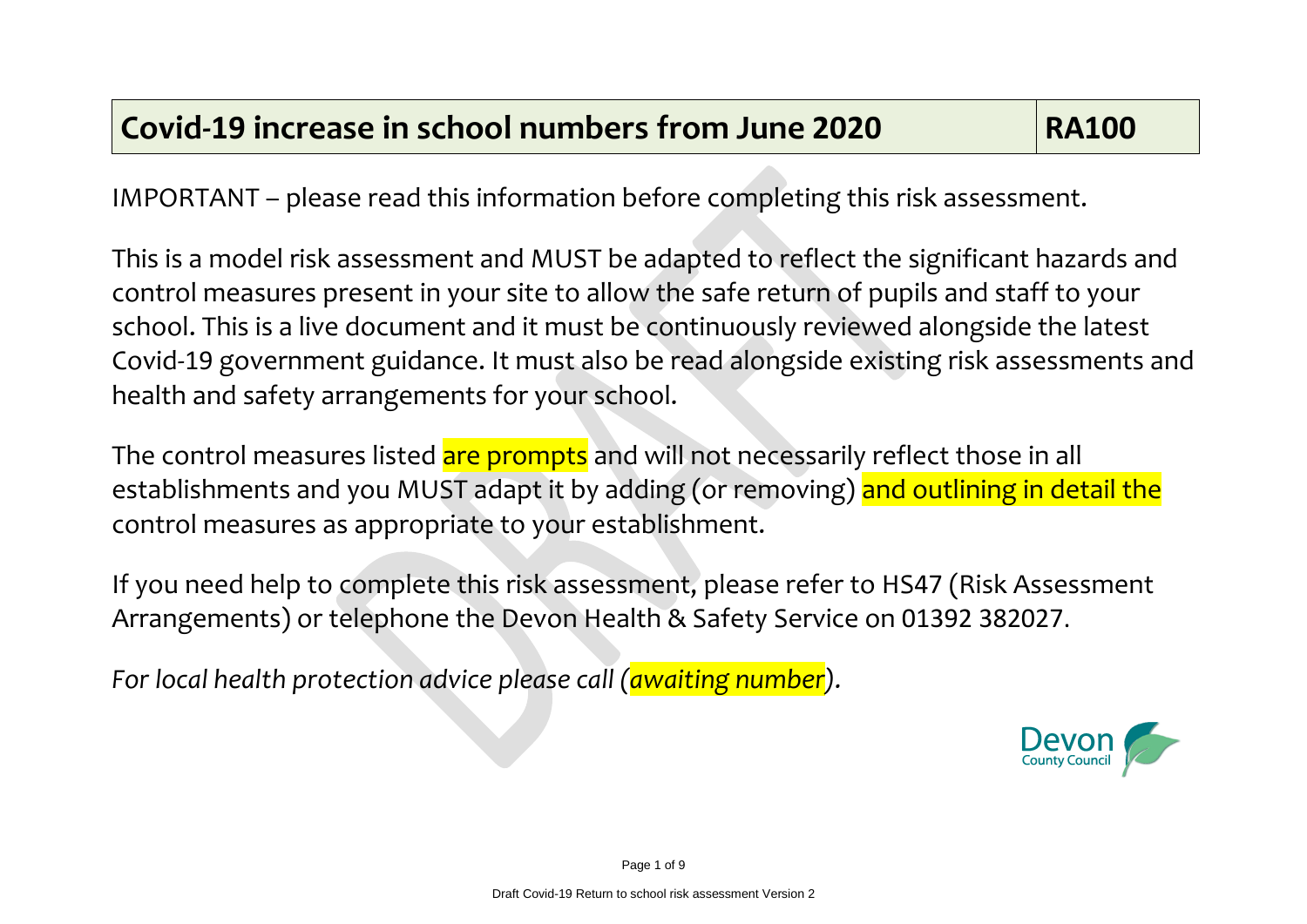| Covid-19 increase in school numbers from June 2020 | RA100 |
| --- | --- |

IMPORTANT – please read this information before completing this risk assessment.

This is a model risk assessment and MUST be adapted to reflect the significant hazards and control measures present in your site to allow the safe return of pupils and staff to your school. This is a live document and it must be continuously reviewed alongside the latest Covid-19 government guidance. It must also be read alongside existing risk assessments and health and safety arrangements for your school.

The control measures listed are prompts and will not necessarily reflect those in all establishments and you MUST adapt it by adding (or removing) and outlining in detail the control measures as appropriate to your establishment.

If you need help to complete this risk assessment, please refer to HS47 (Risk Assessment Arrangements) or telephone the Devon Health & Safety Service on 01392 382027.

*For local health protection advice please call (awaiting number).*

Devon County Council

Draft Covid-19 Return to school risk assessment Version 2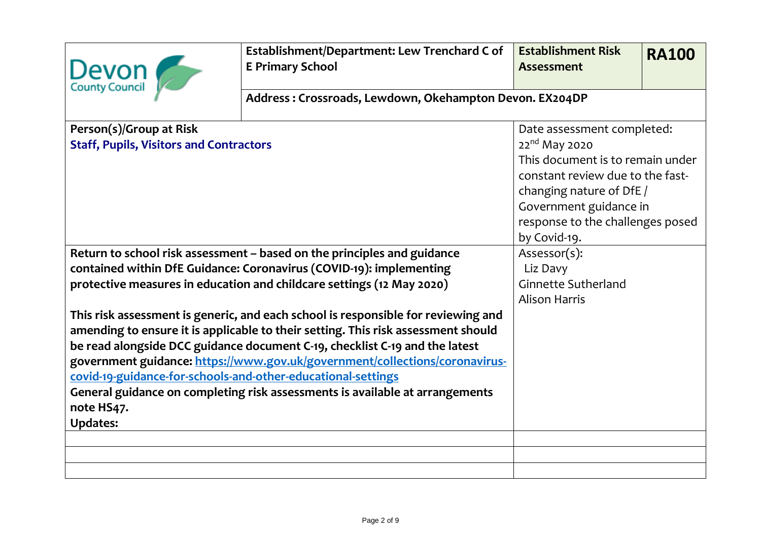| Devon County Council | **Establishment/Department: Lew Trenchard C of E Primary School** | **Establishment Risk Assessment** | **RA100** |
|---|---|---|---|
| | **Address : Crossroads, Lewdown, Okehampton Devon. EX204DP** | | |

| | |
|---|---|
| **Person(s)/Group at Risk**<br>**Staff, Pupils, Visitors and Contractors** | Date assessment completed:<br>22nd May 2020<br>This document is to remain under constant review due to the fast-changing nature of DfE / Government guidance in response to the challenges posed by Covid-19. |
| **Return to school risk assessment – based on the principles and guidance contained within DfE Guidance: Coronavirus (COVID-19): implementing protective measures in education and childcare settings (12 May 2020)**<br><br>**This risk assessment is generic, and each school is responsible for reviewing and amending to ensure it is applicable to their setting. This risk assessment should be read alongside DCC guidance document C-19, checklist C-19 and the latest government guidance: [https://www.gov.uk/government/collections/coronavirus-covid-19-guidance-for-schools-and-other-educational-settings](https://www.gov.uk/government/collections/coronavirus-covid-19-guidance-for-schools-and-other-educational-settings)**<br>**General guidance on completing risk assessments is available at arrangements note HS47.**<br>**Updates:** | Assessor(s):<br>Liz Davy<br>Ginnette Sutherland<br>Alison Harris |
| | |
| | |
| | |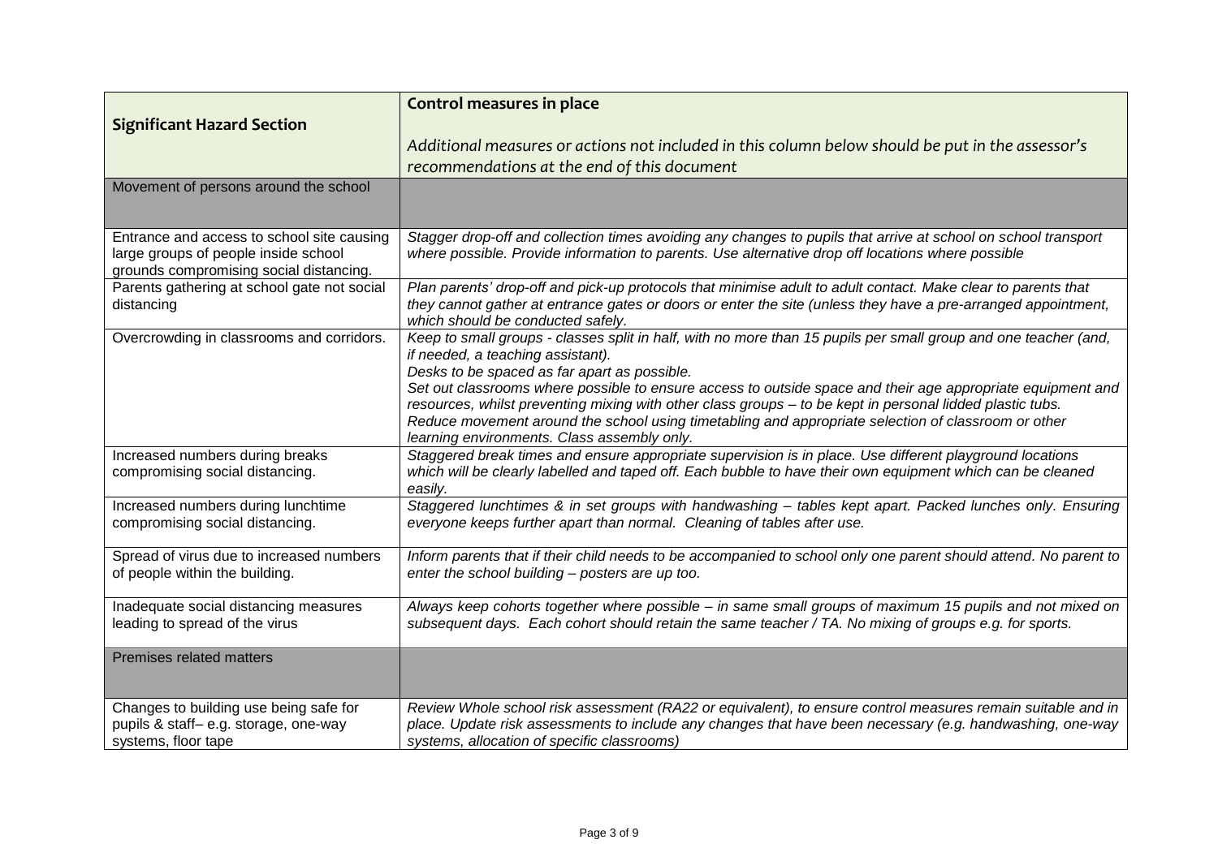| **Significant Hazard Section** | **Control measures in place**<br><br>*Additional measures or actions not included in this column below should be put in the assessor's recommendations at the end of this document* |
|---|---|
| Movement of persons around the school | |
| Entrance and access to school site causing large groups of people inside school grounds compromising social distancing. | *Stagger drop-off and collection times avoiding any changes to pupils that arrive at school on school transport where possible. Provide information to parents. Use alternative drop off locations where possible* |
| Parents gathering at school gate not social distancing | *Plan parents' drop-off and pick-up protocols that minimise adult to adult contact. Make clear to parents that they cannot gather at entrance gates or doors or enter the site (unless they have a pre-arranged appointment, which should be conducted safely.* |
| Overcrowding in classrooms and corridors. | *Keep to small groups - classes split in half, with no more than 15 pupils per small group and one teacher (and, if needed, a teaching assistant).*<br>*Desks to be spaced as far apart as possible.*<br>*Set out classrooms where possible to ensure access to outside space and their age appropriate equipment and resources, whilst preventing mixing with other class groups – to be kept in personal lidded plastic tubs.*<br>*Reduce movement around the school using timetabling and appropriate selection of classroom or other learning environments. Class assembly only.* |
| Increased numbers during breaks compromising social distancing. | *Staggered break times and ensure appropriate supervision is in place. Use different playground locations which will be clearly labelled and taped off. Each bubble to have their own equipment which can be cleaned easily.* |
| Increased numbers during lunchtime compromising social distancing. | *Staggered lunchtimes & in set groups with handwashing – tables kept apart. Packed lunches only. Ensuring everyone keeps further apart than normal. Cleaning of tables after use.* |
| Spread of virus due to increased numbers of people within the building. | *Inform parents that if their child needs to be accompanied to school only one parent should attend. No parent to enter the school building – posters are up too.* |
| Inadequate social distancing measures leading to spread of the virus | *Always keep cohorts together where possible – in same small groups of maximum 15 pupils and not mixed on subsequent days. Each cohort should retain the same teacher / TA. No mixing of groups e.g. for sports.* |
| Premises related matters | |
| Changes to building use being safe for pupils & staff– e.g. storage, one-way systems, floor tape | *Review Whole school risk assessment (RA22 or equivalent), to ensure control measures remain suitable and in place. Update risk assessments to include any changes that have been necessary (e.g. handwashing, one-way systems, allocation of specific classrooms)* |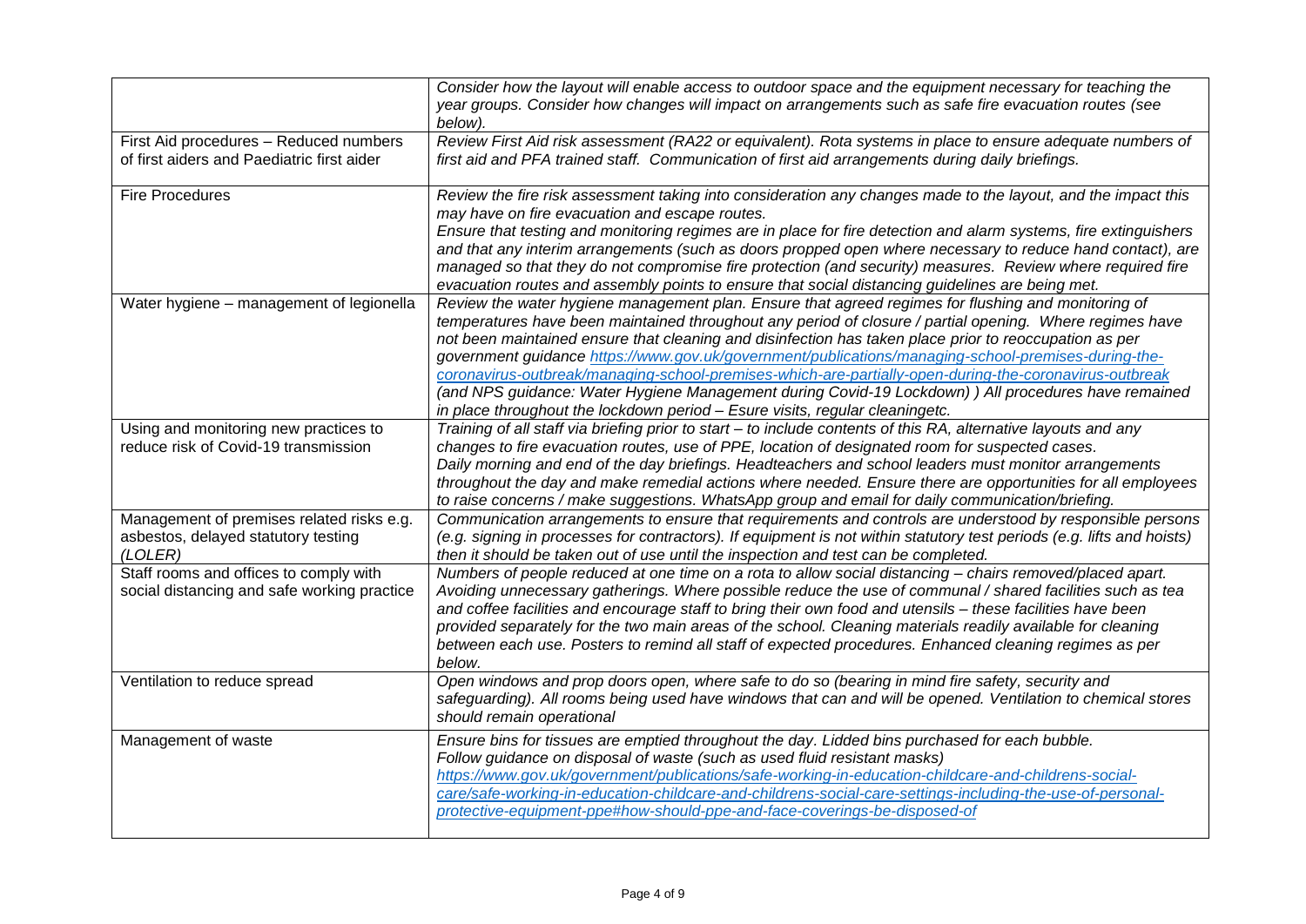| | |
|---|---|
| | *Consider how the layout will enable access to outdoor space and the equipment necessary for teaching the year groups. Consider how changes will impact on arrangements such as safe fire evacuation routes (see below).* |
| First Aid procedures – Reduced numbers of first aiders and Paediatric first aider | *Review First Aid risk assessment (RA22 or equivalent). Rota systems in place to ensure adequate numbers of first aid and PFA trained staff. Communication of first aid arrangements during daily briefings.* |
| Fire Procedures | *Review the fire risk assessment taking into consideration any changes made to the layout, and the impact this may have on fire evacuation and escape routes.* *Ensure that testing and monitoring regimes are in place for fire detection and alarm systems, fire extinguishers and that any interim arrangements (such as doors propped open where necessary to reduce hand contact), are managed so that they do not compromise fire protection (and security) measures. Review where required fire evacuation routes and assembly points to ensure that social distancing guidelines are being met.* |
| Water hygiene – management of legionella | *Review the water hygiene management plan. Ensure that agreed regimes for flushing and monitoring of temperatures have been maintained throughout any period of closure / partial opening. Where regimes have not been maintained ensure that cleaning and disinfection has taken place prior to reoccupation as per government guidance [https://www.gov.uk/government/publications/managing-school-premises-during-the-coronavirus-outbreak/managing-school-premises-which-are-partially-open-during-the-coronavirus-outbreak](https://www.gov.uk/government/publications/managing-school-premises-during-the-coronavirus-outbreak/managing-school-premises-which-are-partially-open-during-the-coronavirus-outbreak) (and NPS guidance: Water Hygiene Management during Covid-19 Lockdown) ) All procedures have remained in place throughout the lockdown period – Esure visits, regular cleaningetc.* |
| Using and monitoring new practices to reduce risk of Covid-19 transmission | *Training of all staff via briefing prior to start – to include contents of this RA, alternative layouts and any changes to fire evacuation routes, use of PPE, location of designated room for suspected cases.* *Daily morning and end of the day briefings. Headteachers and school leaders must monitor arrangements throughout the day and make remedial actions where needed. Ensure there are opportunities for all employees to raise concerns / make suggestions. WhatsApp group and email for daily communication/briefing.* |
| Management of premises related risks e.g. asbestos, delayed statutory testing (LOLER) | *Communication arrangements to ensure that requirements and controls are understood by responsible persons (e.g. signing in processes for contractors). If equipment is not within statutory test periods (e.g. lifts and hoists) then it should be taken out of use until the inspection and test can be completed.* |
| Staff rooms and offices to comply with social distancing and safe working practice | *Numbers of people reduced at one time on a rota to allow social distancing – chairs removed/placed apart. Avoiding unnecessary gatherings. Where possible reduce the use of communal / shared facilities such as tea and coffee facilities and encourage staff to bring their own food and utensils – these facilities have been provided separately for the two main areas of the school. Cleaning materials readily available for cleaning between each use. Posters to remind all staff of expected procedures. Enhanced cleaning regimes as per below.* |
| Ventilation to reduce spread | *Open windows and prop doors open, where safe to do so (bearing in mind fire safety, security and safeguarding). All rooms being used have windows that can and will be opened. Ventilation to chemical stores should remain operational* |
| Management of waste | *Ensure bins for tissues are emptied throughout the day. Lidded bins purchased for each bubble.* *Follow guidance on disposal of waste (such as used fluid resistant masks)* *[https://www.gov.uk/government/publications/safe-working-in-education-childcare-and-childrens-social-care/safe-working-in-education-childcare-and-childrens-social-care-settings-including-the-use-of-personal-protective-equipment-ppe#how-should-ppe-and-face-coverings-be-disposed-of](https://www.gov.uk/government/publications/safe-working-in-education-childcare-and-childrens-social-care/safe-working-in-education-childcare-and-childrens-social-care-settings-including-the-use-of-personal-protective-equipment-ppe#how-should-ppe-and-face-coverings-be-disposed-of)* |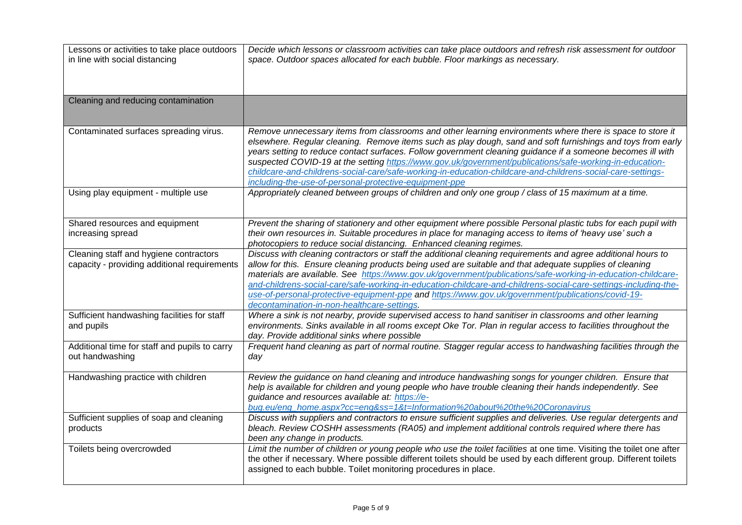| | |
|---|---|
| Lessons or activities to take place outdoors in line with social distancing | *Decide which lessons or classroom activities can take place outdoors and refresh risk assessment for outdoor space. Outdoor spaces allocated for each bubble. Floor markings as necessary.* |
| Cleaning and reducing contamination | |
| Contaminated surfaces spreading virus. | *Remove unnecessary items from classrooms and other learning environments where there is space to store it elsewhere. Regular cleaning. Remove items such as play dough, sand and soft furnishings and toys from early years setting to reduce contact surfaces. Follow government cleaning guidance if a someone becomes ill with suspected COVID-19 at the setting [https://www.gov.uk/government/publications/safe-working-in-education-childcare-and-childrens-social-care/safe-working-in-education-childcare-and-childrens-social-care-settings-including-the-use-of-personal-protective-equipment-ppe](https://www.gov.uk/government/publications/safe-working-in-education-childcare-and-childrens-social-care/safe-working-in-education-childcare-and-childrens-social-care-settings-including-the-use-of-personal-protective-equipment-ppe)* |
| Using play equipment - multiple use | *Appropriately cleaned between groups of children and only one group / class of 15 maximum at a time.* |
| Shared resources and equipment increasing spread | *Prevent the sharing of stationery and other equipment where possible Personal plastic tubs for each pupil with their own resources in. Suitable procedures in place for managing access to items of 'heavy use' such a photocopiers to reduce social distancing. Enhanced cleaning regimes.* |
| Cleaning staff and hygiene contractors capacity - providing additional requirements | *Discuss with cleaning contractors or staff the additional cleaning requirements and agree additional hours to allow for this. Ensure cleaning products being used are suitable and that adequate supplies of cleaning materials are available. See [https://www.gov.uk/government/publications/safe-working-in-education-childcare-and-childrens-social-care/safe-working-in-education-childcare-and-childrens-social-care-settings-including-the-use-of-personal-protective-equipment-ppe](https://www.gov.uk/government/publications/safe-working-in-education-childcare-and-childrens-social-care/safe-working-in-education-childcare-and-childrens-social-care-settings-including-the-use-of-personal-protective-equipment-ppe) and [https://www.gov.uk/government/publications/covid-19-decontamination-in-non-healthcare-settings](https://www.gov.uk/government/publications/covid-19-decontamination-in-non-healthcare-settings).* |
| Sufficient handwashing facilities for staff and pupils | *Where a sink is not nearby, provide supervised access to hand sanitiser in classrooms and other learning environments. Sinks available in all rooms except Oke Tor. Plan in regular access to facilities throughout the day. Provide additional sinks where possible* |
| Additional time for staff and pupils to carry out handwashing | *Frequent hand cleaning as part of normal routine. Stagger regular access to handwashing facilities through the day* |
| Handwashing practice with children | *Review the guidance on hand cleaning and introduce handwashing songs for younger children. Ensure that help is available for children and young people who have trouble cleaning their hands independently. See guidance and resources available at: [https://e-bug.eu/eng_home.aspx?cc=eng&ss=1&t=Information%20about%20the%20Coronavirus](https://e-bug.eu/eng_home.aspx?cc=eng&ss=1&t=Information%20about%20the%20Coronavirus)* |
| Sufficient supplies of soap and cleaning products | *Discuss with suppliers and contractors to ensure sufficient supplies and deliveries. Use regular detergents and bleach. Review COSHH assessments (RA05) and implement additional controls required where there has been any change in products.* |
| Toilets being overcrowded | *Limit the number of children or young people who use the toilet facilities* at one time. Visiting the toilet one after the other if necessary. Where possible different toilets should be used by each different group. Different toilets assigned to each bubble. Toilet monitoring procedures in place. |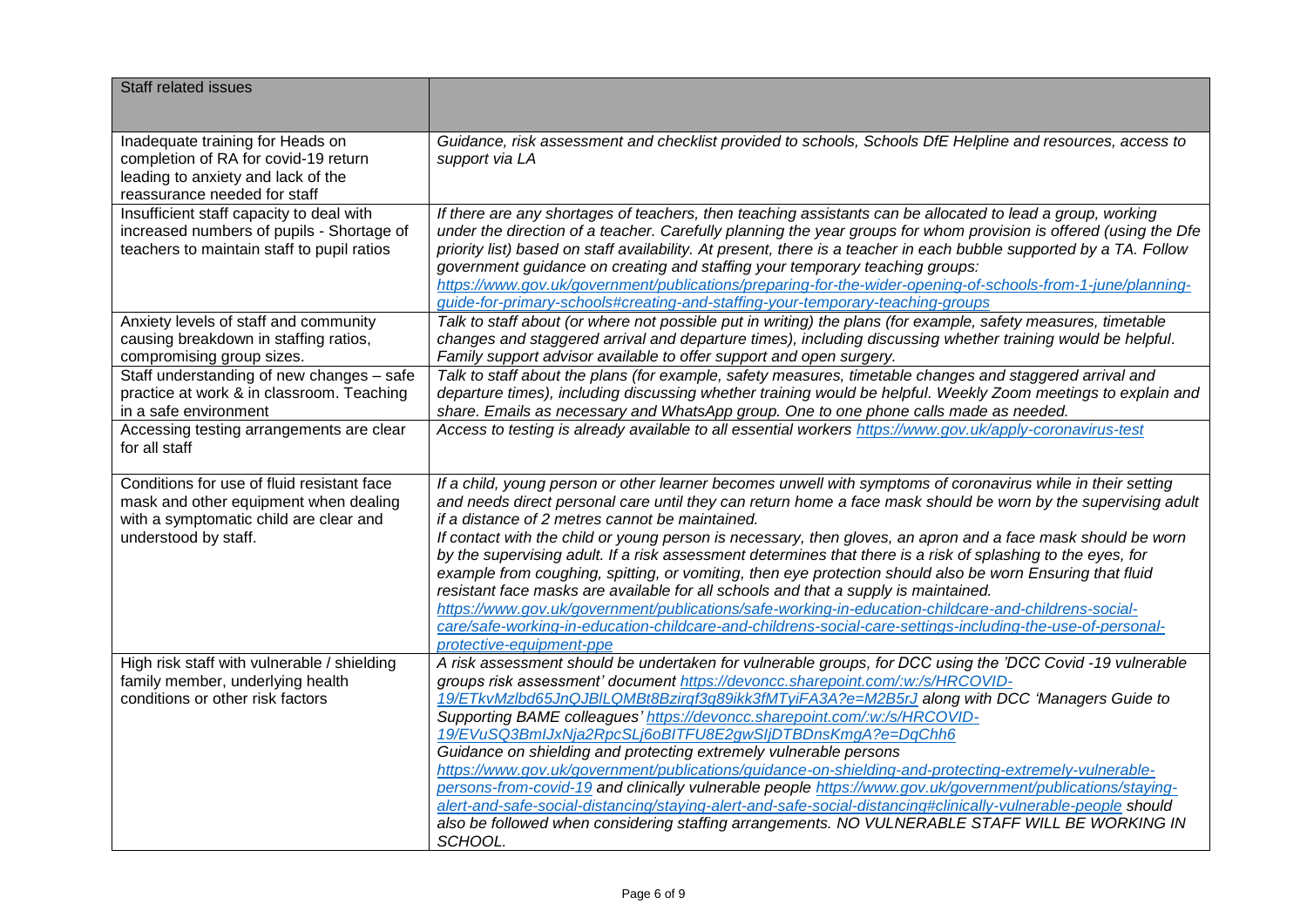| Staff related issues | |
|---|---|
| Inadequate training for Heads on completion of RA for covid-19 return leading to anxiety and lack of the reassurance needed for staff | *Guidance, risk assessment and checklist provided to schools, Schools DfE Helpline and resources, access to support via LA* |
| Insufficient staff capacity to deal with increased numbers of pupils - Shortage of teachers to maintain staff to pupil ratios | *If there are any shortages of teachers, then teaching assistants can be allocated to lead a group, working under the direction of a teacher. Carefully planning the year groups for whom provision is offered (using the Dfe priority list) based on staff availability. At present, there is a teacher in each bubble supported by a TA. Follow government guidance on creating and staffing your temporary teaching groups: https://www.gov.uk/government/publications/preparing-for-the-wider-opening-of-schools-from-1-june/planning-guide-for-primary-schools#creating-and-staffing-your-temporary-teaching-groups* |
| Anxiety levels of staff and community causing breakdown in staffing ratios, compromising group sizes. | *Talk to staff about (or where not possible put in writing) the plans (for example, safety measures, timetable changes and staggered arrival and departure times), including discussing whether training would be helpful. Family support advisor available to offer support and open surgery.* |
| Staff understanding of new changes – safe practice at work & in classroom. Teaching in a safe environment | *Talk to staff about the plans (for example, safety measures, timetable changes and staggered arrival and departure times), including discussing whether training would be helpful. Weekly Zoom meetings to explain and share. Emails as necessary and WhatsApp group. One to one phone calls made as needed.* |
| Accessing testing arrangements are clear for all staff | *Access to testing is already available to all essential workers https://www.gov.uk/apply-coronavirus-test* |
| Conditions for use of fluid resistant face mask and other equipment when dealing with a symptomatic child are clear and understood by staff. | *If a child, young person or other learner becomes unwell with symptoms of coronavirus while in their setting and needs direct personal care until they can return home a face mask should be worn by the supervising adult if a distance of 2 metres cannot be maintained.* <br> *If contact with the child or young person is necessary, then gloves, an apron and a face mask should be worn by the supervising adult. If a risk assessment determines that there is a risk of splashing to the eyes, for example from coughing, spitting, or vomiting, then eye protection should also be worn Ensuring that fluid resistant face masks are available for all schools and that a supply is maintained. https://www.gov.uk/government/publications/safe-working-in-education-childcare-and-childrens-social-care/safe-working-in-education-childcare-and-childrens-social-care-settings-including-the-use-of-personal-protective-equipment-ppe* |
| High risk staff with vulnerable / shielding family member, underlying health conditions or other risk factors | *A risk assessment should be undertaken for vulnerable groups, for DCC using the 'DCC Covid -19 vulnerable groups risk assessment' document https://devoncc.sharepoint.com/:w:/s/HRCOVID-19/ETkvMzlbd65JnQJBlLQMBt8Bzirqf3g89ikk3fMTyiFA3A?e=M2B5rJ along with DCC 'Managers Guide to Supporting BAME colleagues' https://devoncc.sharepoint.com/:w:/s/HRCOVID-19/EVuSQ3BmIJxNja2RpcSLj6oBITFU8E2gwSIjDTBDnsKmgA?e=DqChh6* <br> *Guidance on shielding and protecting extremely vulnerable persons https://www.gov.uk/government/publications/guidance-on-shielding-and-protecting-extremely-vulnerable-persons-from-covid-19 and clinically vulnerable people https://www.gov.uk/government/publications/staying-alert-and-safe-social-distancing/staying-alert-and-safe-social-distancing#clinically-vulnerable-people should also be followed when considering staffing arrangements. NO VULNERABLE STAFF WILL BE WORKING IN SCHOOL.* |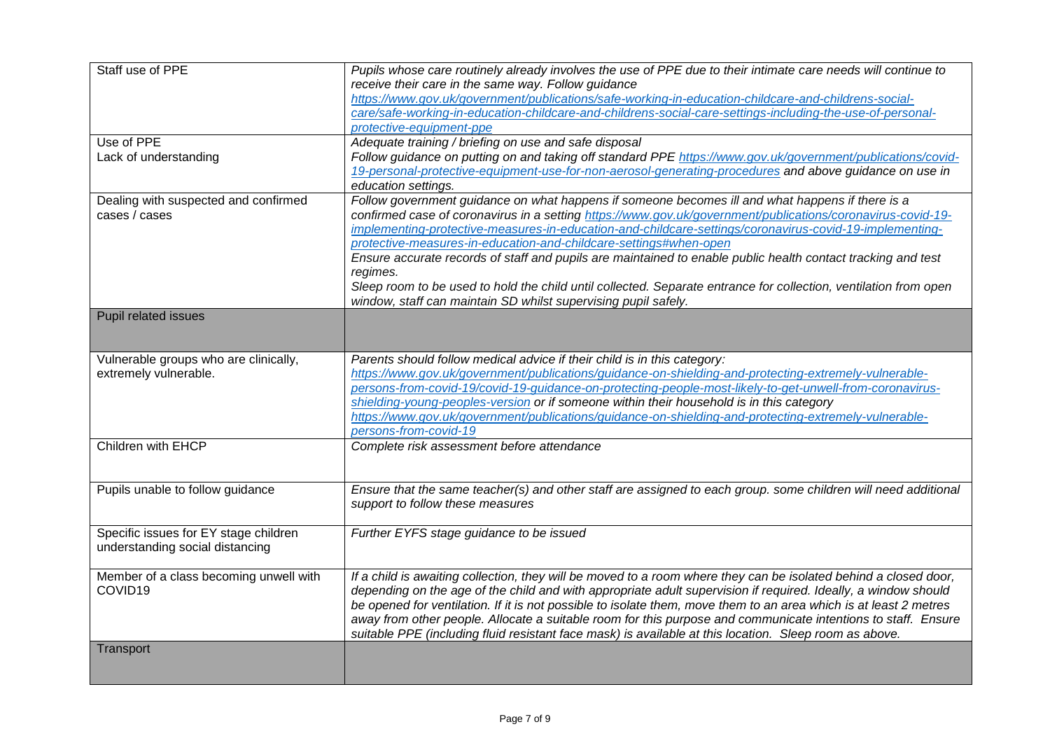| | |
|---|---|
| Staff use of PPE | *Pupils whose care routinely already involves the use of PPE due to their intimate care needs will continue to receive their care in the same way. Follow guidance [https://www.gov.uk/government/publications/safe-working-in-education-childcare-and-childrens-social-care/safe-working-in-education-childcare-and-childrens-social-care-settings-including-the-use-of-personal-protective-equipment-ppe](https://www.gov.uk/government/publications/safe-working-in-education-childcare-and-childrens-social-care/safe-working-in-education-childcare-and-childrens-social-care-settings-including-the-use-of-personal-protective-equipment-ppe)* |
| Use of PPE<br>Lack of understanding | *Adequate training / briefing on use and safe disposal*<br>*Follow guidance on putting on and taking off standard PPE [https://www.gov.uk/government/publications/covid-19-personal-protective-equipment-use-for-non-aerosol-generating-procedures](https://www.gov.uk/government/publications/covid-19-personal-protective-equipment-use-for-non-aerosol-generating-procedures) and above guidance on use in education settings.* |
| Dealing with suspected and confirmed cases / cases | *Follow government guidance on what happens if someone becomes ill and what happens if there is a confirmed case of coronavirus in a setting [https://www.gov.uk/government/publications/coronavirus-covid-19-implementing-protective-measures-in-education-and-childcare-settings/coronavirus-covid-19-implementing-protective-measures-in-education-and-childcare-settings#when-open](https://www.gov.uk/government/publications/coronavirus-covid-19-implementing-protective-measures-in-education-and-childcare-settings/coronavirus-covid-19-implementing-protective-measures-in-education-and-childcare-settings#when-open)*<br>*Ensure accurate records of staff and pupils are maintained to enable public health contact tracking and test regimes.*<br>*Sleep room to be used to hold the child until collected. Separate entrance for collection, ventilation from open window, staff can maintain SD whilst supervising pupil safely.* |
| **Pupil related issues** | |
| Vulnerable groups who are clinically, extremely vulnerable. | *Parents should follow medical advice if their child is in this category: [https://www.gov.uk/government/publications/guidance-on-shielding-and-protecting-extremely-vulnerable-persons-from-covid-19/covid-19-guidance-on-protecting-people-most-likely-to-get-unwell-from-coronavirus-shielding-young-peoples-version](https://www.gov.uk/government/publications/guidance-on-shielding-and-protecting-extremely-vulnerable-persons-from-covid-19/covid-19-guidance-on-protecting-people-most-likely-to-get-unwell-from-coronavirus-shielding-young-peoples-version) or if someone within their household is in this category [https://www.gov.uk/government/publications/guidance-on-shielding-and-protecting-extremely-vulnerable-persons-from-covid-19](https://www.gov.uk/government/publications/guidance-on-shielding-and-protecting-extremely-vulnerable-persons-from-covid-19)* |
| Children with EHCP | *Complete risk assessment before attendance* |
| Pupils unable to follow guidance | *Ensure that the same teacher(s) and other staff are assigned to each group. some children will need additional support to follow these measures* |
| Specific issues for EY stage children understanding social distancing | *Further EYFS stage guidance to be issued* |
| Member of a class becoming unwell with COVID19 | *If a child is awaiting collection, they will be moved to a room where they can be isolated behind a closed door, depending on the age of the child and with appropriate adult supervision if required. Ideally, a window should be opened for ventilation. If it is not possible to isolate them, move them to an area which is at least 2 metres away from other people. Allocate a suitable room for this purpose and communicate intentions to staff. Ensure suitable PPE (including fluid resistant face mask) is available at this location. Sleep room as above.* |
| **Transport** | |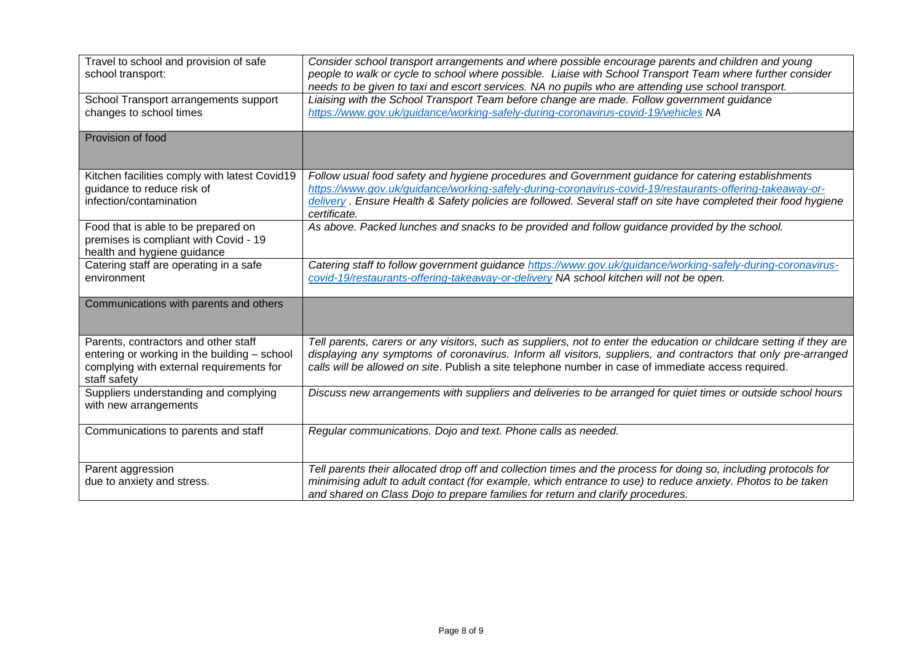| | |
|---|---|
| Travel to school and provision of safe school transport: | *Consider school transport arrangements and where possible encourage parents and children and young people to walk or cycle to school where possible. Liaise with School Transport Team where further consider needs to be given to taxi and escort services. NA no pupils who are attending use school transport.* |
| School Transport arrangements support changes to school times | *Liaising with the School Transport Team before change are made. Follow government guidance [https://www.gov.uk/guidance/working-safely-during-coronavirus-covid-19/vehicles](https://www.gov.uk/guidance/working-safely-during-coronavirus-covid-19/vehicles) NA* |
| Provision of food | |
| Kitchen facilities comply with latest Covid19 guidance to reduce risk of infection/contamination | *Follow usual food safety and hygiene procedures and Government guidance for catering establishments [https://www.gov.uk/guidance/working-safely-during-coronavirus-covid-19/restaurants-offering-takeaway-or-delivery](https://www.gov.uk/guidance/working-safely-during-coronavirus-covid-19/restaurants-offering-takeaway-or-delivery) . Ensure Health & Safety policies are followed. Several staff on site have completed their food hygiene certificate.* |
| Food that is able to be prepared on premises is compliant with Covid - 19 health and hygiene guidance | *As above. Packed lunches and snacks to be provided and follow guidance provided by the school.* |
| Catering staff are operating in a safe environment | *Catering staff to follow government guidance [https://www.gov.uk/guidance/working-safely-during-coronavirus-covid-19/restaurants-offering-takeaway-or-delivery](https://www.gov.uk/guidance/working-safely-during-coronavirus-covid-19/restaurants-offering-takeaway-or-delivery) NA school kitchen will not be open.* |
| Communications with parents and others | |
| Parents, contractors and other staff entering or working in the building – school complying with external requirements for staff safety | *Tell parents, carers or any visitors, such as suppliers, not to enter the education or childcare setting if they are displaying any symptoms of coronavirus. Inform all visitors, suppliers, and contractors that only pre-arranged calls will be allowed on site*. Publish a site telephone number in case of immediate access required. |
| Suppliers understanding and complying with new arrangements | *Discuss new arrangements with suppliers and deliveries to be arranged for quiet times or outside school hours* |
| Communications to parents and staff | *Regular communications. Dojo and text. Phone calls as needed.* |
| Parent aggression due to anxiety and stress. | *Tell parents their allocated drop off and collection times and the process for doing so, including protocols for minimising adult to adult contact (for example, which entrance to use) to reduce anxiety. Photos to be taken and shared on Class Dojo to prepare families for return and clarify procedures.* |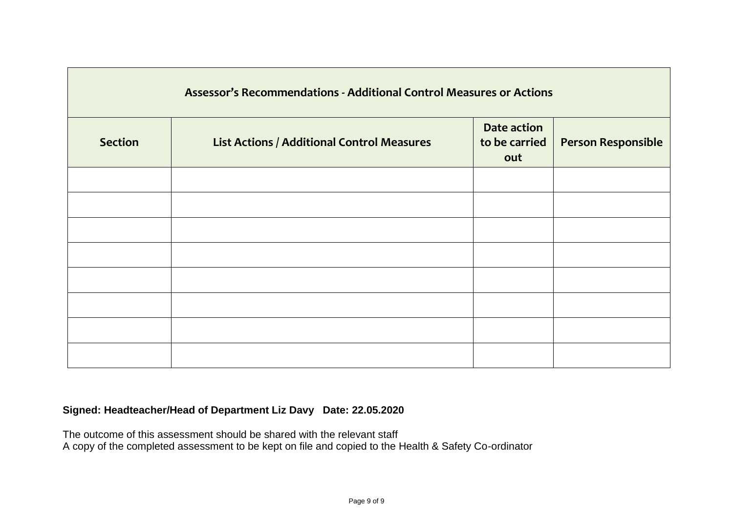| Assessor's Recommendations - Additional Control Measures or Actions | | | |
|---|---|---|---|
| **Section** | **List Actions / Additional Control Measures** | **Date action to be carried out** | **Person Responsible** |
| | | | |
| | | | |
| | | | |
| | | | |
| | | | |
| | | | |
| | | | |
| | | | |

**Signed: Headteacher/Head of Department Liz Davy Date: 22.05.2020**

The outcome of this assessment should be shared with the relevant staff
A copy of the completed assessment to be kept on file and copied to the Health & Safety Co-ordinator